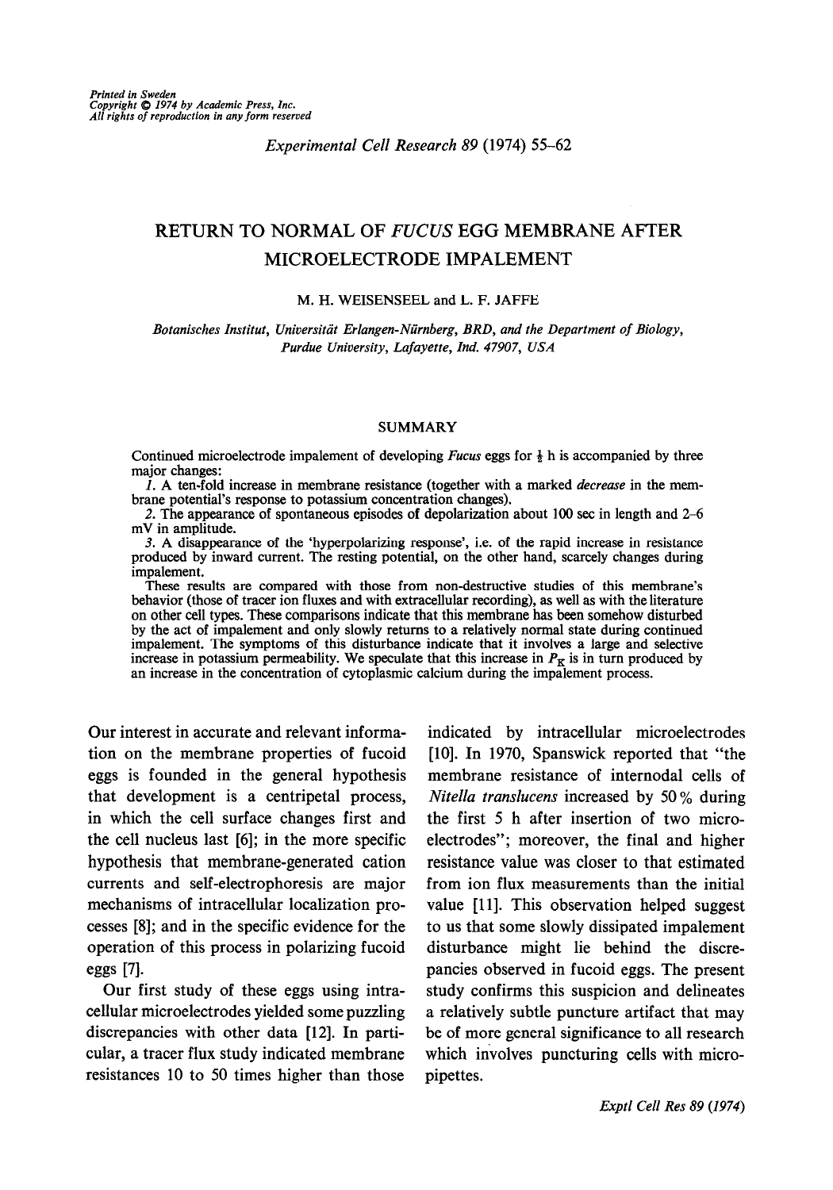# RETURN TO NORMAL OF *FUCUS* EGG MEMBRANE AFTER MICROELECTRODE IMPALEMENT

M. H. WEISENSEEL and L. F. JAFFE

*Botanisches Institut, Universität Erlangen-Nürnberg, BRD, and the Department of Biology, Purdue University, Lafayette, Ind. 47907, USA*

## SUMMARY

Continued microelectrode impalement of developing *Fucus* eggs for ½ h is accompanied by three major changes:

*1.* A ten-fold increase in membrane resistance (together with a marked *decrease* in the membrane potential's response to potassium concentration changes).

*2.* The appearance of spontaneous episodes of depolarization about 100 sec in length and 2–6 mV in amplitude.

*3.* A disappearance of the 'hyperpolarizing response', i.e. of the rapid increase in resistance produced by inward current. The resting potential, on the other hand, scarcely changes during impalement.

These results are compared with those from non-destructive studies of this membrane's behavior (those of tracer ion fluxes and with extracellular recording), as well as with the literature on other cell types. These comparisons indicate that this membrane has been somehow disturbed by the act of impalement and only slowly returns to a relatively normal state during continued impalement. The symptoms of this disturbance indicate that it involves a large and selective increase in potassium permeability. We speculate that this increase in $P_K$ is in turn produced by an increase in the concentration of cytoplasmic calcium during the impalement process.

Our interest in accurate and relevant information on the membrane properties of fucoid eggs is founded in the general hypothesis that development is a centripetal process, in which the cell surface changes first and the cell nucleus last [6]; in the more specific hypothesis that membrane-generated cation currents and self-electrophoresis are major mechanisms of intracellular localization processes [8]; and in the specific evidence for the operation of this process in polarizing fucoid eggs [7].

Our first study of these eggs using intracellular microelectrodes yielded some puzzling discrepancies with other data [12]. In particular, a tracer flux study indicated membrane resistances 10 to 50 times higher than those indicated by intracellular microelectrodes [10]. In 1970, Spanswick reported that "the membrane resistance of internodal cells of *Nitella translucens* increased by 50% during the first 5 h after insertion of two microelectrodes"; moreover, the final and higher resistance value was closer to that estimated from ion flux measurements than the initial value [11]. This observation helped suggest to us that some slowly dissipated impalement disturbance might lie behind the discrepancies observed in fucoid eggs. The present study confirms this suspicion and delineates a relatively subtle puncture artifact that may be of more general significance to all research which involves puncturing cells with micropipettes.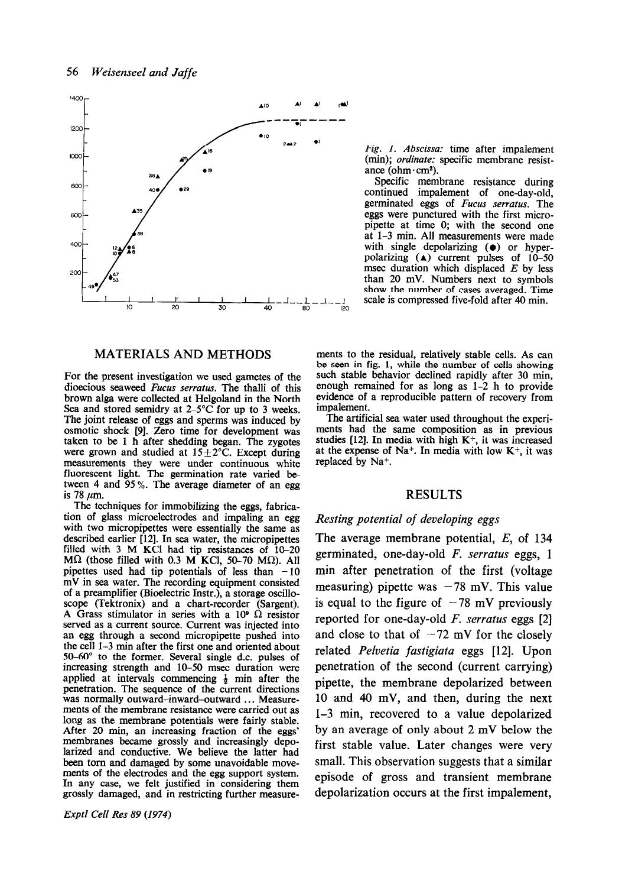*Fig. 1. Abscissa:* time after impalement (min); *ordinate:* specific membrane resistance (ohm·cm²).

Specific membrane resistance during continued impalement of one-day-old, germinated eggs of *Fucus serratus*. The eggs were punctured with the first micropipette at time 0; with the second one at 1–3 min. All measurements were made with single depolarizing (●) or hyperpolarizing (▲) current pulses of 10–50 msec duration which displaced $E$ by less than 20 mV. Numbers next to symbols show the number of cases averaged. Time scale is compressed five-fold after 40 min.

## MATERIALS AND METHODS

For the present investigation we used gametes of the dioecious seaweed *Fucus serratus*. The thalli of this brown alga were collected at Helgoland in the North Sea and stored semidry at 2–5°C for up to 3 weeks. The joint release of eggs and sperms was induced by osmotic shock [9]. Zero time for development was taken to be 1 h after shedding began. The zygotes were grown and studied at 15±2°C. Except during measurements they were under continuous white fluorescent light. The germination rate varied between 4 and 95%. The average diameter of an egg is 78 μm.

The techniques for immobilizing the eggs, fabrication of glass microelectrodes and impaling an egg with two micropipettes were essentially the same as described earlier [12]. In sea water, the micropipettes filled with 3 M KCl had tip resistances of 10–20 MΩ (those filled with 0.3 M KCl, 50–70 MΩ). All pipettes used had tip potentials of less than −10 mV in sea water. The recording equipment consisted of a preamplifier (Bioelectric Instr.), a storage oscilloscope (Tektronix) and a chart-recorder (Sargent). A Grass stimulator in series with a $10^9$ Ω resistor served as a current source. Current was injected into an egg through a second micropipette pushed into the cell 1–3 min after the first one and oriented about 50–60° to the former. Several single d.c. pulses of increasing strength and 10–50 msec duration were applied at intervals commencing ½ min after the penetration. The sequence of the current directions was normally outward–inward–outward ... Measurements of the membrane resistance were carried out as long as the membrane potentials were fairly stable. After 20 min, an increasing fraction of the eggs' membranes became grossly and increasingly depolarized and conductive. We believe the latter had been torn and damaged by some unavoidable movements of the electrodes and the egg support system. In any case, we felt justified in considering them grossly damaged, and in restricting further measurements to the residual, relatively stable cells. As can be seen in fig. 1, while the number of cells showing such stable behavior declined rapidly after 30 min, enough remained for as long as 1–2 h to provide evidence of a reproducible pattern of recovery from impalement.

The artificial sea water used throughout the experiments had the same composition as in previous studies [12]. In media with high $K^+$, it was increased at the expense of $Na^+$. In media with low $K^+$, it was replaced by $Na^+$.

## RESULTS

### *Resting potential of developing eggs*

The average membrane potential, $E$, of 134 germinated, one-day-old *F. serratus* eggs, 1 min after penetration of the first (voltage measuring) pipette was −78 mV. This value is equal to the figure of −78 mV previously reported for one-day-old *F. serratus* eggs [2] and close to that of −72 mV for the closely related *Pelvetia fastigiata* eggs [12]. Upon penetration of the second (current carrying) pipette, the membrane depolarized between 10 and 40 mV, and then, during the next 1–3 min, recovered to a value depolarized by an average of only about 2 mV below the first stable value. Later changes were very small. This observation suggests that a similar episode of gross and transient membrane depolarization occurs at the first impalement,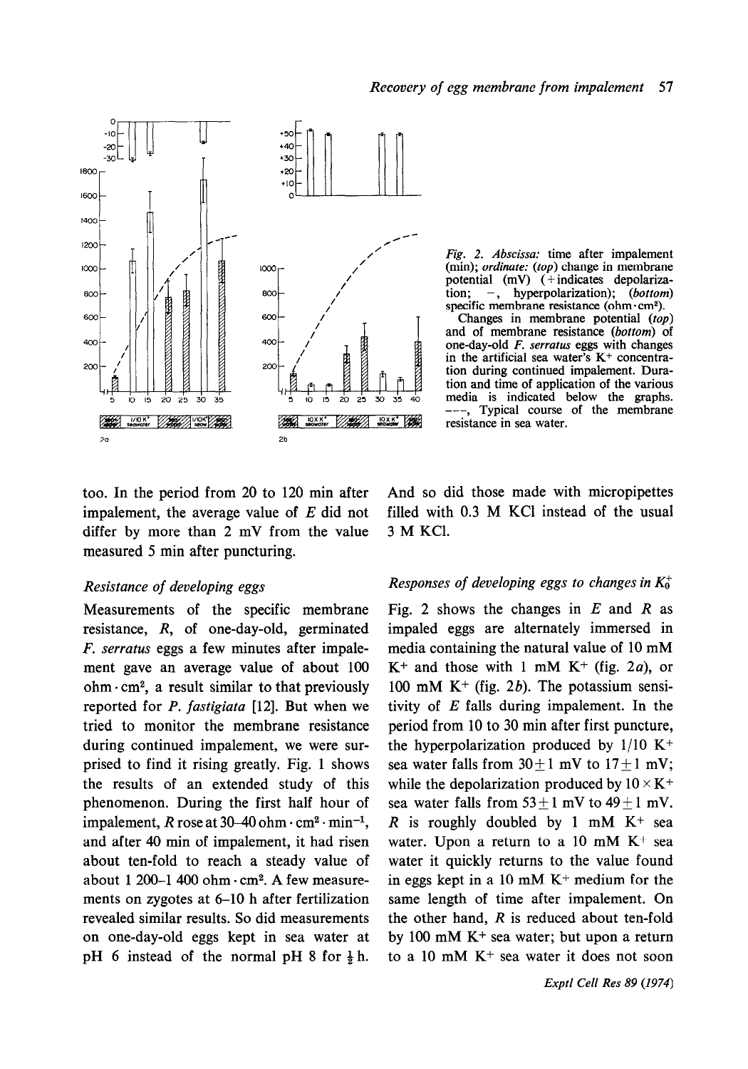*Fig. 2. Abscissa:* time after impalement (min); *ordinate:* (*top*) change in membrane potential (mV) (+indicates depolarization; −, hyperpolarization); (*bottom*) specific membrane resistance (ohm·cm²).

Changes in membrane potential (*top*) and of membrane resistance (*bottom*) of one-day-old *F. serratus* eggs with changes in the artificial sea water's $K^+$ concentration during continued impalement. Duration and time of application of the various media is indicated below the graphs. ---, Typical course of the membrane resistance in sea water.

too. In the period from 20 to 120 min after impalement, the average value of $E$ did not differ by more than 2 mV from the value measured 5 min after puncturing.

### Resistance of developing eggs

Measurements of the specific membrane resistance, $R$, of one-day-old, germinated *F. serratus* eggs a few minutes after impalement gave an average value of about 100 ohm·cm², a result similar to that previously reported for *P. fastigiata* [12]. But when we tried to monitor the membrane resistance during continued impalement, we were surprised to find it rising greatly. Fig. 1 shows the results of an extended study of this phenomenon. During the first half hour of impalement, $R$ rose at 30–40 ohm·cm²·min⁻¹, and after 40 min of impalement, it had risen about ten-fold to reach a steady value of about 1 200–1 400 ohm·cm². A few measurements on zygotes at 6–10 h after fertilization revealed similar results. So did measurements on one-day-old eggs kept in sea water at pH 6 instead of the normal pH 8 for ½ h. And so did those made with micropipettes filled with 0.3 M KCl instead of the usual 3 M KCl.

### Responses of developing eggs to changes in $K_0^+$

Fig. 2 shows the changes in $E$ and $R$ as impaled eggs are alternately immersed in media containing the natural value of 10 mM $K^+$ and those with 1 mM $K^+$ (fig. 2*a*), or 100 mM $K^+$ (fig. 2*b*). The potassium sensitivity of $E$ falls during impalement. In the period from 10 to 30 min after first puncture, the hyperpolarization produced by 1/10 $K^+$ sea water falls from 30±1 mV to 17±1 mV; while the depolarization produced by 10×$K^+$ sea water falls from 53±1 mV to 49±1 mV. $R$ is roughly doubled by 1 mM $K^+$ sea water. Upon a return to a 10 mM $K^+$ sea water it quickly returns to the value found in eggs kept in a 10 mM $K^+$ medium for the same length of time after impalement. On the other hand, $R$ is reduced about ten-fold by 100 mM $K^+$ sea water; but upon a return to a 10 mM $K^+$ sea water it does not soon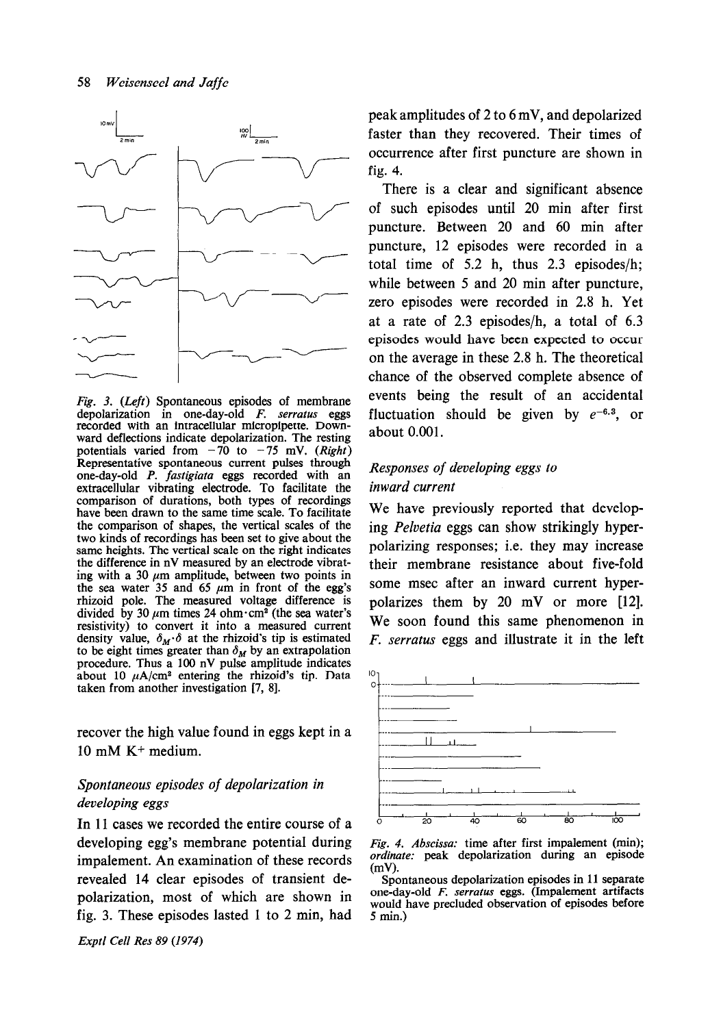*Fig. 3.* (*Left*) Spontaneous episodes of membrane depolarization in one-day-old *F. serratus* eggs recorded with an intracellular micropipette. Downward deflections indicate depolarization. The resting potentials varied from −70 to −75 mV. (*Right*) Representative spontaneous current pulses through one-day-old *P. fastigiata* eggs recorded with an extracellular vibrating electrode. To facilitate the comparison of durations, both types of recordings have been drawn to the same time scale. To facilitate the comparison of shapes, the vertical scales of the two kinds of recordings has been set to give about the same heights. The vertical scale on the right indicates the difference in nV measured by an electrode vibrating with a 30 μm amplitude, between two points in the sea water 35 and 65 μm in front of the egg's rhizoid pole. The measured voltage difference is divided by 30 μm times 24 ohm·cm² (the sea water's resistivity) to convert it into a measured current density value, $\delta_M \cdot \delta$ at the rhizoid's tip is estimated to be eight times greater than $\delta_M$ by an extrapolation procedure. Thus a 100 nV pulse amplitude indicates about 10 μA/cm² entering the rhizoid's tip. Data taken from another investigation [7, 8].

recover the high value found in eggs kept in a 10 mM $K^+$ medium.

### *Spontaneous episodes of depolarization in developing eggs*

In 11 cases we recorded the entire course of a developing egg's membrane potential during impalement. An examination of these records revealed 14 clear episodes of transient depolarization, most of which are shown in fig. 3. These episodes lasted 1 to 2 min, had peak amplitudes of 2 to 6 mV, and depolarized faster than they recovered. Their times of occurrence after first puncture are shown in fig. 4.

There is a clear and significant absence of such episodes until 20 min after first puncture. Between 20 and 60 min after puncture, 12 episodes were recorded in a total time of 5.2 h, thus 2.3 episodes/h; while between 5 and 20 min after puncture, zero episodes were recorded in 2.8 h. Yet at a rate of 2.3 episodes/h, a total of 6.3 episodes would have been expected to occur on the average in these 2.8 h. The theoretical chance of the observed complete absence of events being the result of an accidental fluctuation should be given by $e^{-6.3}$, or about 0.001.

### *Responses of developing eggs to inward current*

We have previously reported that developing *Pelvetia* eggs can show strikingly hyperpolarizing responses; i.e. they may increase their membrane resistance about five-fold some msec after an inward current hyperpolarizes them by 20 mV or more [12]. We soon found this same phenomenon in *F. serratus* eggs and illustrate it in the left

*Fig. 4. Abscissa:* time after first impalement (min); *ordinate:* peak depolarization during an episode (mV).

Spontaneous depolarization episodes in 11 separate one-day-old *F. serratus* eggs. (Impalement artifacts would have precluded observation of episodes before 5 min.)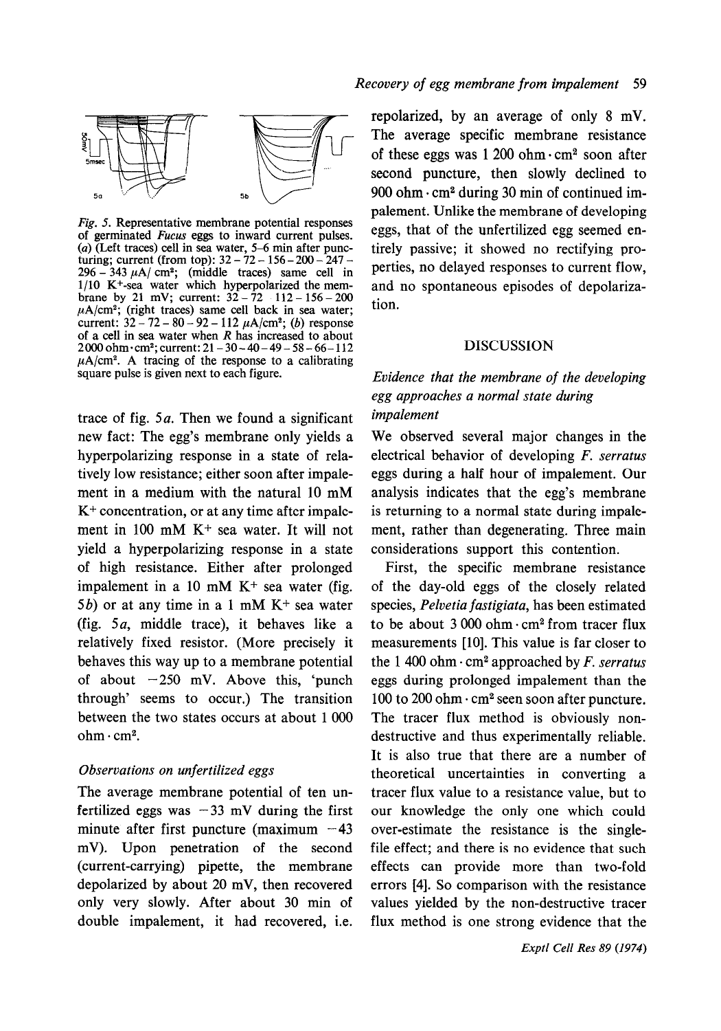*Fig. 5.* Representative membrane potential responses of germinated *Fucus* eggs to inward current pulses. (*a*) (Left traces) cell in sea water, 5–6 min after puncturing; current (from top): 32 – 72 – 156 – 200 – 247 – 296 – 343 μA/cm²; (middle traces) same cell in 1/10 K⁺-sea water which hyperpolarized the membrane by 21 mV; current: 32 – 72 – 112 – 156 – 200 μA/cm²; (right traces) same cell back in sea water; current: 32 – 72 – 80 – 92 – 112 μA/cm²; (*b*) response of a cell in sea water when *R* has increased to about 2 000 ohm · cm²; current: 21 – 30 – 40 – 49 – 58 – 66 – 112 μA/cm². A tracing of the response to a calibrating square pulse is given next to each figure.

trace of fig. 5*a*. Then we found a significant new fact: The egg's membrane only yields a hyperpolarizing response in a state of relatively low resistance; either soon after impalement in a medium with the natural 10 mM $K^+$ concentration, or at any time after impalement in 100 mM $K^+$ sea water. It will not yield a hyperpolarizing response in a state of high resistance. Either after prolonged impalement in a 10 mM $K^+$ sea water (fig. 5*b*) or at any time in a 1 mM $K^+$ sea water (fig. 5*a*, middle trace), it behaves like a relatively fixed resistor. (More precisely it behaves this way up to a membrane potential of about −250 mV. Above this, 'punch through' seems to occur.) The transition between the two states occurs at about 1 000 ohm · cm².

### *Observations on unfertilized eggs*

The average membrane potential of ten unfertilized eggs was −33 mV during the first minute after first puncture (maximum −43 mV). Upon penetration of the second (current-carrying) pipette, the membrane depolarized by about 20 mV, then recovered only very slowly. After about 30 min of double impalement, it had recovered, i.e. repolarized, by an average of only 8 mV. The average specific membrane resistance of these eggs was 1 200 ohm · cm² soon after second puncture, then slowly declined to 900 ohm · cm² during 30 min of continued impalement. Unlike the membrane of developing eggs, that of the unfertilized egg seemed entirely passive; it showed no rectifying properties, no delayed responses to current flow, and no spontaneous episodes of depolarization.

## DISCUSSION

### *Evidence that the membrane of the developing egg approaches a normal state during impalement*

We observed several major changes in the electrical behavior of developing *F. serratus* eggs during a half hour of impalement. Our analysis indicates that the egg's membrane is returning to a normal state during impalement, rather than degenerating. Three main considerations support this contention.

First, the specific membrane resistance of the day-old eggs of the closely related species, *Pelvetia fastigiata*, has been estimated to be about 3 000 ohm · cm² from tracer flux measurements [10]. This value is far closer to the 1 400 ohm · cm² approached by *F. serratus* eggs during prolonged impalement than the 100 to 200 ohm · cm² seen soon after puncture. The tracer flux method is obviously non-destructive and thus experimentally reliable. It is also true that there are a number of theoretical uncertainties in converting a tracer flux value to a resistance value, but to our knowledge the only one which could over-estimate the resistance is the single-file effect; and there is no evidence that such effects can provide more than two-fold errors [4]. So comparison with the resistance values yielded by the non-destructive tracer flux method is one strong evidence that the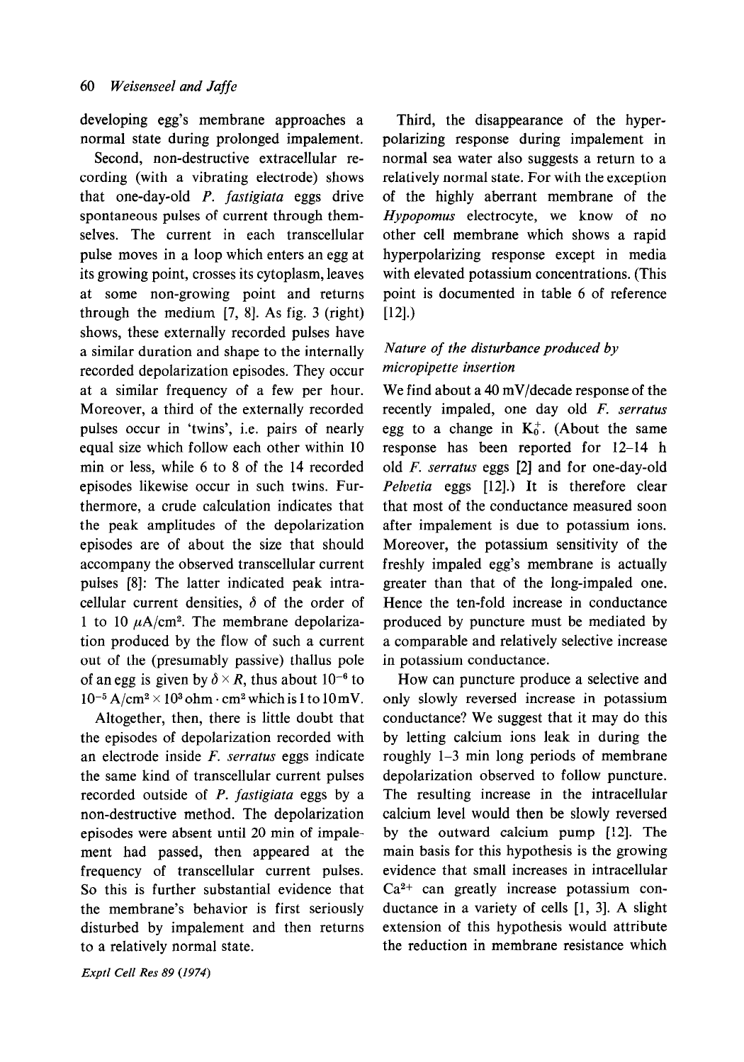developing egg's membrane approaches a normal state during prolonged impalement.

Second, non-destructive extracellular recording (with a vibrating electrode) shows that one-day-old *P. fastigiata* eggs drive spontaneous pulses of current through themselves. The current in each transcellular pulse moves in a loop which enters an egg at its growing point, crosses its cytoplasm, leaves at some non-growing point and returns through the medium [7, 8]. As fig. 3 (right) shows, these externally recorded pulses have a similar duration and shape to the internally recorded depolarization episodes. They occur at a similar frequency of a few per hour. Moreover, a third of the externally recorded pulses occur in 'twins', i.e. pairs of nearly equal size which follow each other within 10 min or less, while 6 to 8 of the 14 recorded episodes likewise occur in such twins. Furthermore, a crude calculation indicates that the peak amplitudes of the depolarization episodes are of about the size that should accompany the observed transcellular current pulses [8]: The latter indicated peak intracellular current densities, $\delta$ of the order of 1 to 10 $\mu A/cm^2$. The membrane depolarization produced by the flow of such a current out of the (presumably passive) thallus pole of an egg is given by $\delta \times R$, thus about $10^{-6}$ to $10^{-5}$ $A/cm^2 \times 10^3$ $ohm \cdot cm^2$ which is 1 to 10 mV.

Altogether, then, there is little doubt that the episodes of depolarization recorded with an electrode inside *F. serratus* eggs indicate the same kind of transcellular current pulses recorded outside of *P. fastigiata* eggs by a non-destructive method. The depolarization episodes were absent until 20 min of impalement had passed, then appeared at the frequency of transcellular current pulses. So this is further substantial evidence that the membrane's behavior is first seriously disturbed by impalement and then returns to a relatively normal state.

Third, the disappearance of the hyperpolarizing response during impalement in normal sea water also suggests a return to a relatively normal state. For with the exception of the highly aberrant membrane of the *Hypopomus* electrocyte, we know of no other cell membrane which shows a rapid hyperpolarizing response except in media with elevated potassium concentrations. (This point is documented in table 6 of reference [12].)

### *Nature of the disturbance produced by micropipette insertion*

We find about a 40 mV/decade response of the recently impaled, one day old *F. serratus* egg to a change in $K_o^+$. (About the same response has been reported for 12–14 h old *F. serratus* eggs [2] and for one-day-old *Pelvetia* eggs [12].) It is therefore clear that most of the conductance measured soon after impalement is due to potassium ions. Moreover, the potassium sensitivity of the freshly impaled egg's membrane is actually greater than that of the long-impaled one. Hence the ten-fold increase in conductance produced by puncture must be mediated by a comparable and relatively selective increase in potassium conductance.

How can puncture produce a selective and only slowly reversed increase in potassium conductance? We suggest that it may do this by letting calcium ions leak in during the roughly 1–3 min long periods of membrane depolarization observed to follow puncture. The resulting increase in the intracellular calcium level would then be slowly reversed by the outward calcium pump [12]. The main basis for this hypothesis is the growing evidence that small increases in intracellular $Ca^{2+}$ can greatly increase potassium conductance in a variety of cells [1, 3]. A slight extension of this hypothesis would attribute the reduction in membrane resistance which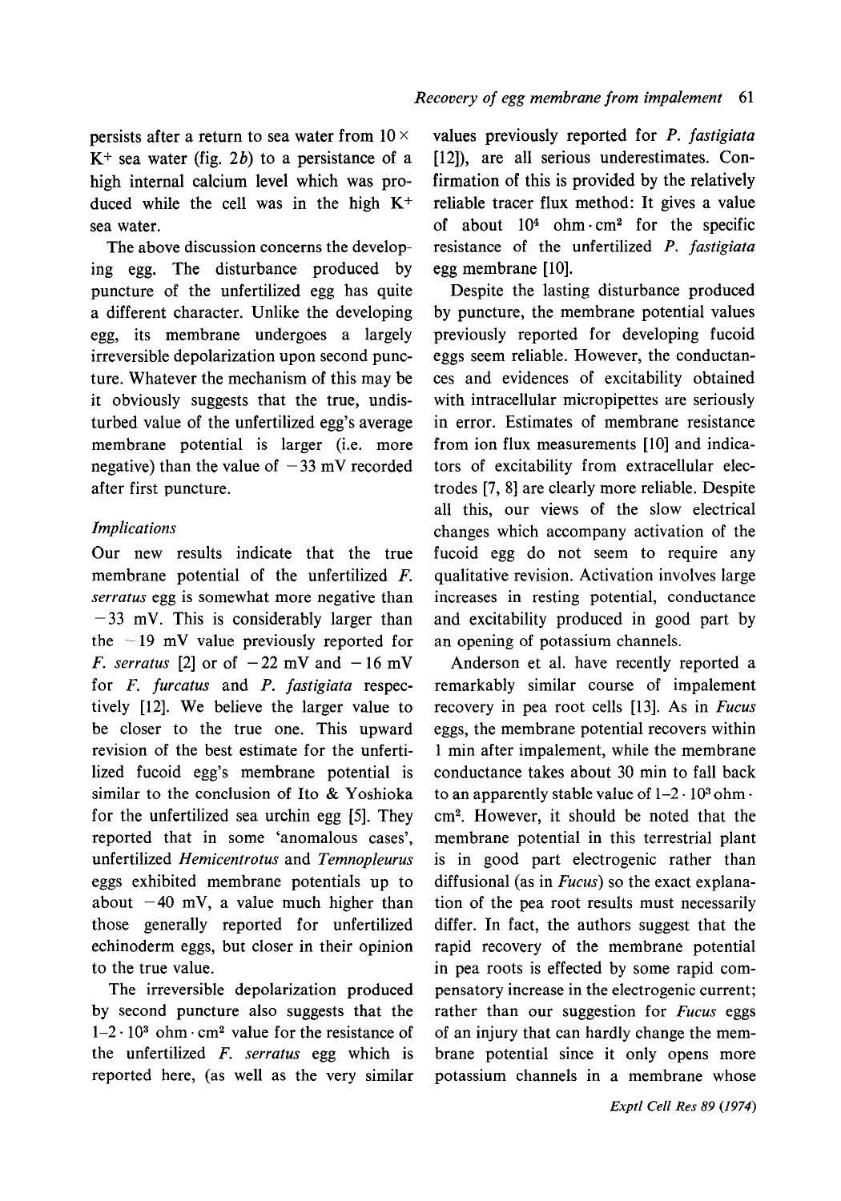persists after a return to sea water from 10 × $K^+$ sea water (fig. 2*b*) to a persistance of a high internal calcium level which was produced while the cell was in the high $K^+$ sea water.

The above discussion concerns the developing egg. The disturbance produced by puncture of the unfertilized egg has quite a different character. Unlike the developing egg, its membrane undergoes a largely irreversible depolarization upon second puncture. Whatever the mechanism of this may be it obviously suggests that the true, undisturbed value of the unfertilized egg's average membrane potential is larger (i.e. more negative) than the value of −33 mV recorded after first puncture.

### *Implications*

Our new results indicate that the true membrane potential of the unfertilized *F. serratus* egg is somewhat more negative than −33 mV. This is considerably larger than the −19 mV value previously reported for *F. serratus* [2] or of −22 mV and −16 mV for *F. furcatus* and *P. fastigiata* respectively [12]. We believe the larger value to be closer to the true one. This upward revision of the best estimate for the unfertilized fucoid egg's membrane potential is similar to the conclusion of Ito & Yoshioka for the unfertilized sea urchin egg [5]. They reported that in some 'anomalous cases', unfertilized *Hemicentrotus* and *Temnopleurus* eggs exhibited membrane potentials up to about −40 mV, a value much higher than those generally reported for unfertilized echinoderm eggs, but closer in their opinion to the true value.

The irreversible depolarization produced by second puncture also suggests that the $1–2 \cdot 10^3$ ohm · cm² value for the resistance of the unfertilized *F. serratus* egg which is reported here, (as well as the very similar values previously reported for *P. fastigiata* [12]), are all serious underestimates. Confirmation of this is provided by the relatively reliable tracer flux method: It gives a value of about $10^4$ ohm · cm² for the specific resistance of the unfertilized *P. fastigiata* egg membrane [10].

Despite the lasting disturbance produced by puncture, the membrane potential values previously reported for developing fucoid eggs seem reliable. However, the conductances and evidences of excitability obtained with intracellular micropipettes are seriously in error. Estimates of membrane resistance from ion flux measurements [10] and indicators of excitability from extracellular electrodes [7, 8] are clearly more reliable. Despite all this, our views of the slow electrical changes which accompany activation of the fucoid egg do not seem to require any qualitative revision. Activation involves large increases in resting potential, conductance and excitability produced in good part by an opening of potassium channels.

Anderson et al. have recently reported a remarkably similar course of impalement recovery in pea root cells [13]. As in *Fucus* eggs, the membrane potential recovers within 1 min after impalement, while the membrane conductance takes about 30 min to fall back to an apparently stable value of $1–2 \cdot 10^3$ ohm · cm². However, it should be noted that the membrane potential in this terrestrial plant is in good part electrogenic rather than diffusional (as in *Fucus*) so the exact explanation of the pea root results must necessarily differ. In fact, the authors suggest that the rapid recovery of the membrane potential in pea roots is effected by some rapid compensatory increase in the electrogenic current; rather than our suggestion for *Fucus* eggs of an injury that can hardly change the membrane potential since it only opens more potassium channels in a membrane whose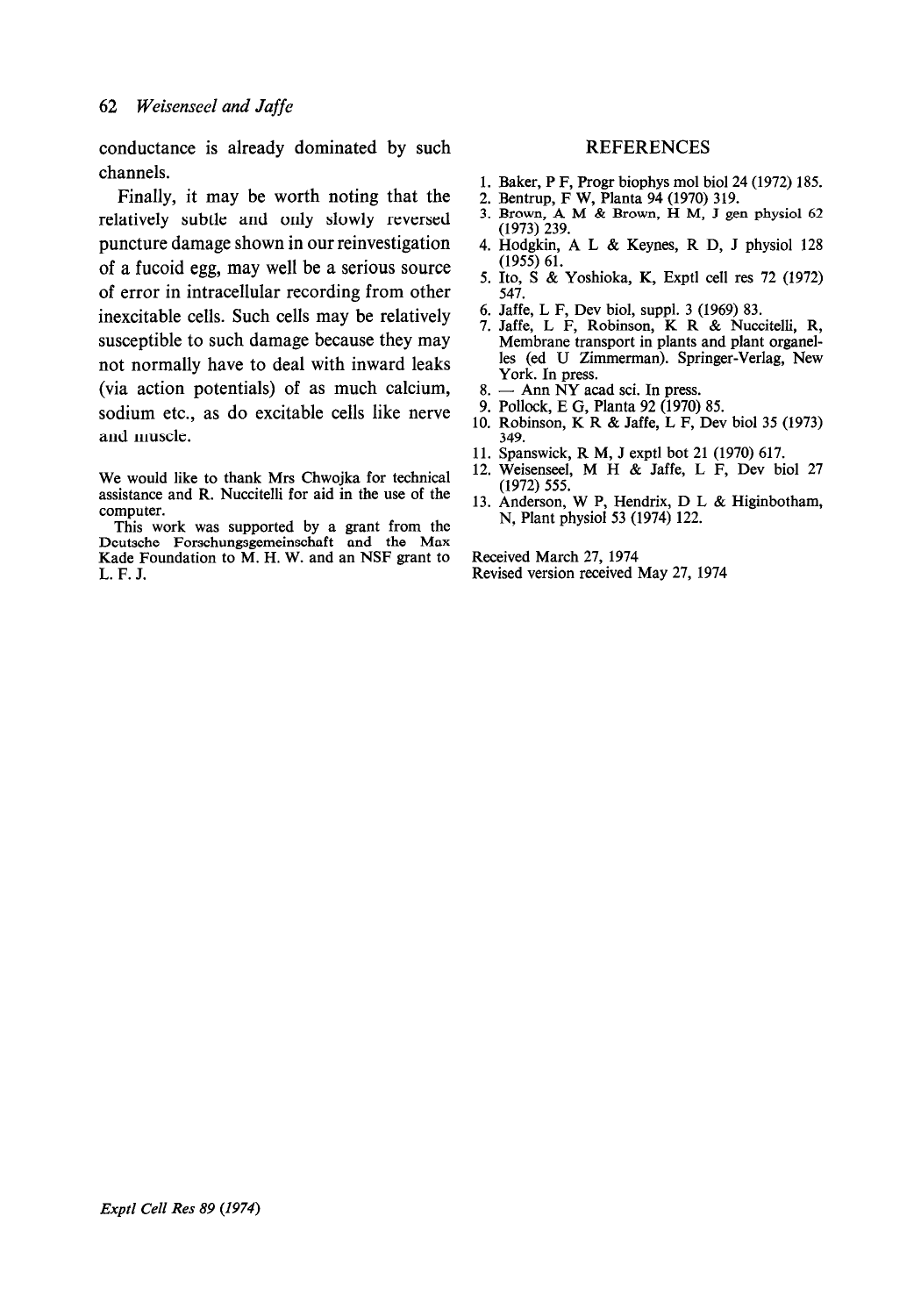conductance is already dominated by such channels.

Finally, it may be worth noting that the relatively subtle and only slowly reversed puncture damage shown in our reinvestigation of a fucoid egg, may well be a serious source of error in intracellular recording from other inexcitable cells. Such cells may be relatively susceptible to such damage because they may not normally have to deal with inward leaks (via action potentials) of as much calcium, sodium etc., as do excitable cells like nerve and muscle.

We would like to thank Mrs Chwojka for technical assistance and R. Nuccitelli for aid in the use of the computer.

This work was supported by a grant from the Deutsche Forschungsgemeinschaft and the Max Kade Foundation to M. H. W. and an NSF grant to L. F. J.

## REFERENCES

1. Baker, P F, Progr biophys mol biol 24 (1972) 185.
2. Bentrup, F W, Planta 94 (1970) 319.
3. Brown, A M & Brown, H M, J gen physiol 62 (1973) 239.
4. Hodgkin, A L & Keynes, R D, J physiol 128 (1955) 61.
5. Ito, S & Yoshioka, K, Exptl cell res 72 (1972) 547.
6. Jaffe, L F, Dev biol, suppl. 3 (1969) 83.
7. Jaffe, L F, Robinson, K R & Nuccitelli, R, Membrane transport in plants and plant organelles (ed U Zimmerman). Springer-Verlag, New York. In press.
8. — Ann NY acad sci. In press.
9. Pollock, E G, Planta 92 (1970) 85.
10. Robinson, K R & Jaffe, L F, Dev biol 35 (1973) 349.
11. Spanswick, R M, J exptl bot 21 (1970) 617.
12. Weisenseel, M H & Jaffe, L F, Dev biol 27 (1972) 555.
13. Anderson, W P, Hendrix, D L & Higinbotham, N, Plant physiol 53 (1974) 122.

Received March 27, 1974
Revised version received May 27, 1974